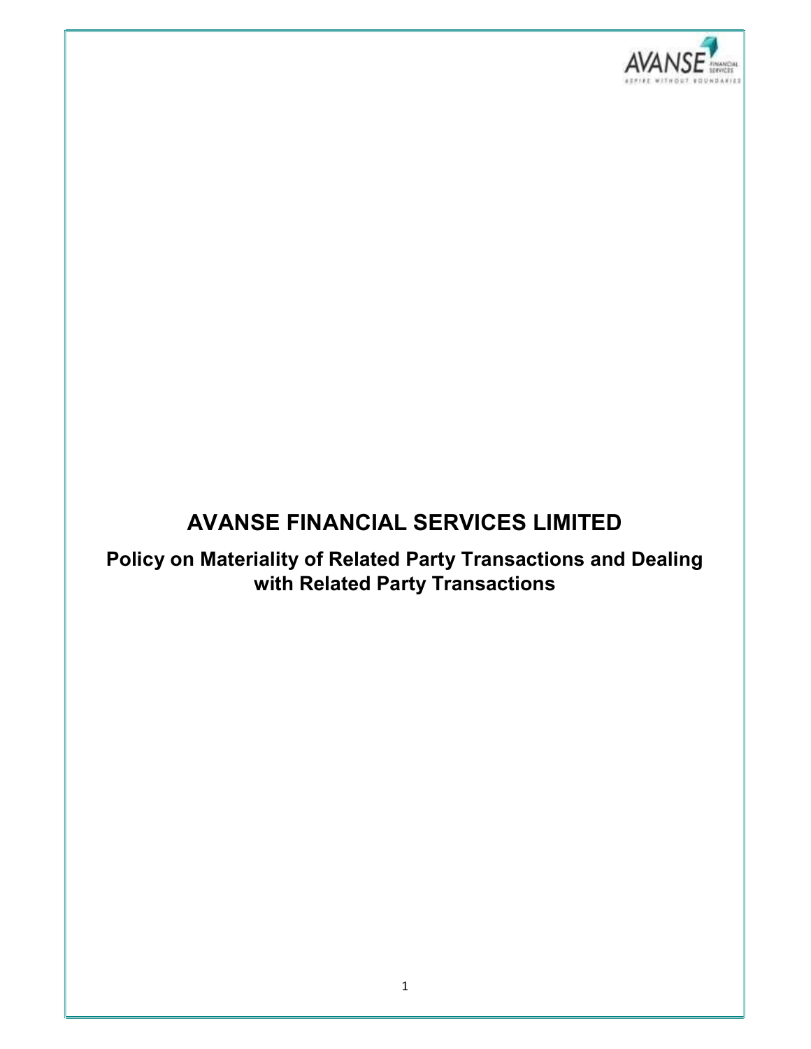# AVANSE FINANCIAL SERVICES LIMITED

## Policy on Materiality of Related Party Transactions and Dealing with Related Party Transactions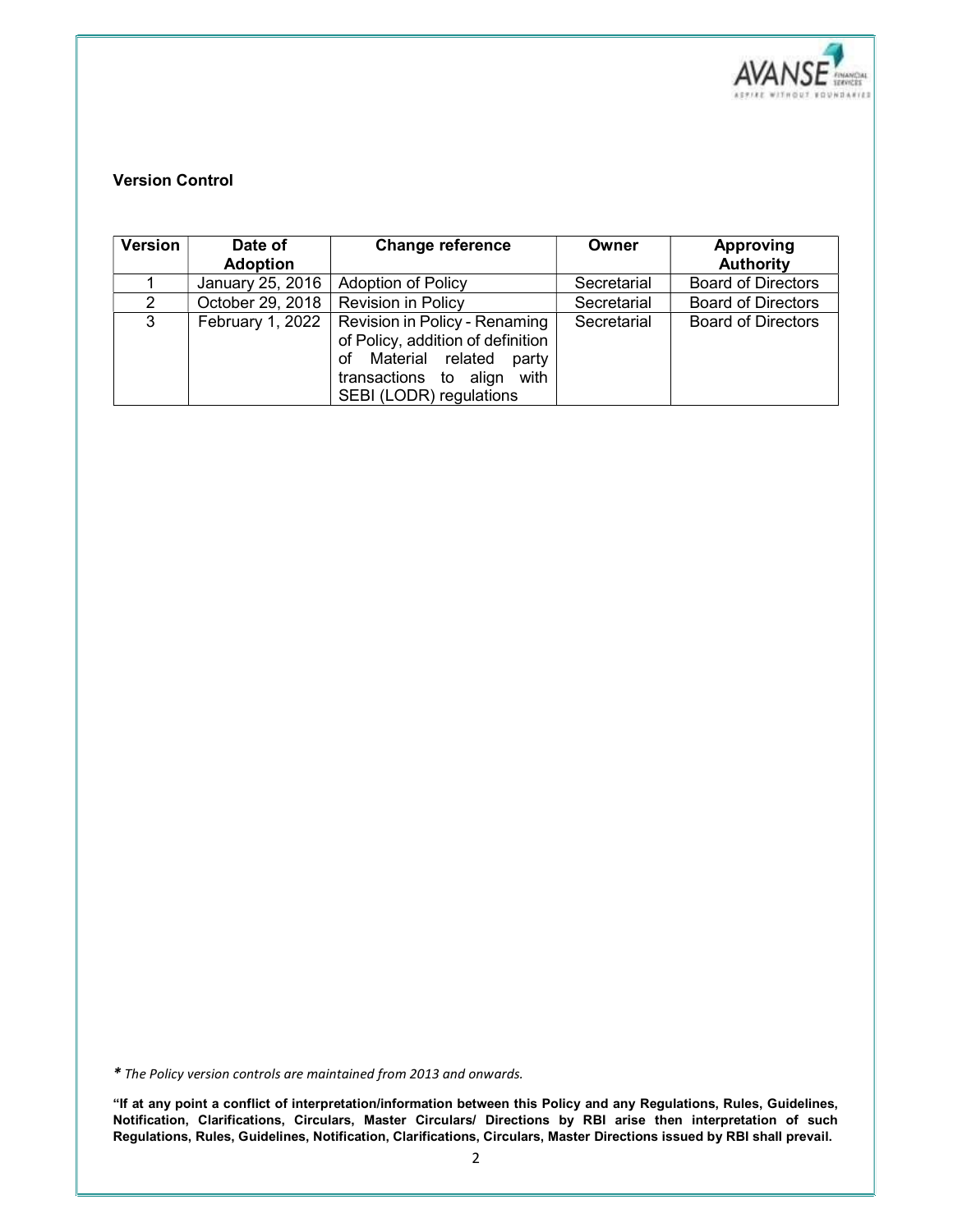**Version Control**

| Version | Date of Adoption | Change reference | Owner | Approving Authority |
|---|---|---|---|---|
| 1 | January 25, 2016 | Adoption of Policy | Secretarial | Board of Directors |
| 2 | October 29, 2018 | Revision in Policy | Secretarial | Board of Directors |
| 3 | February 1, 2022 | Revision in Policy - Renaming of Policy, addition of definition of Material related party transactions to align with SEBI (LODR) regulations | Secretarial | Board of Directors |

*\* The Policy version controls are maintained from 2013 and onwards.*

**"If at any point a conflict of interpretation/information between this Policy and any Regulations, Rules, Guidelines, Notification, Clarifications, Circulars, Master Circulars/ Directions by RBI arise then interpretation of such Regulations, Rules, Guidelines, Notification, Clarifications, Circulars, Master Directions issued by RBI shall prevail.**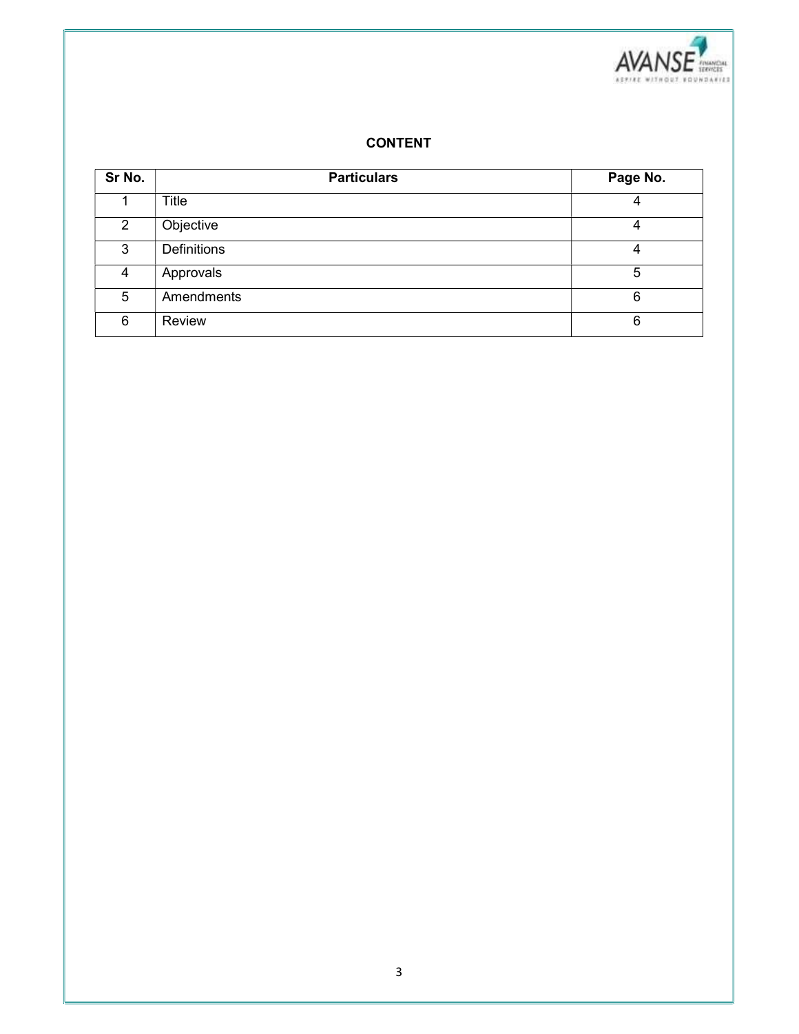# CONTENT

| Sr No. | Particulars | Page No. |
|---|---|---|
| 1 | Title | 4 |
| 2 | Objective | 4 |
| 3 | Definitions | 4 |
| 4 | Approvals | 5 |
| 5 | Amendments | 6 |
| 6 | Review | 6 |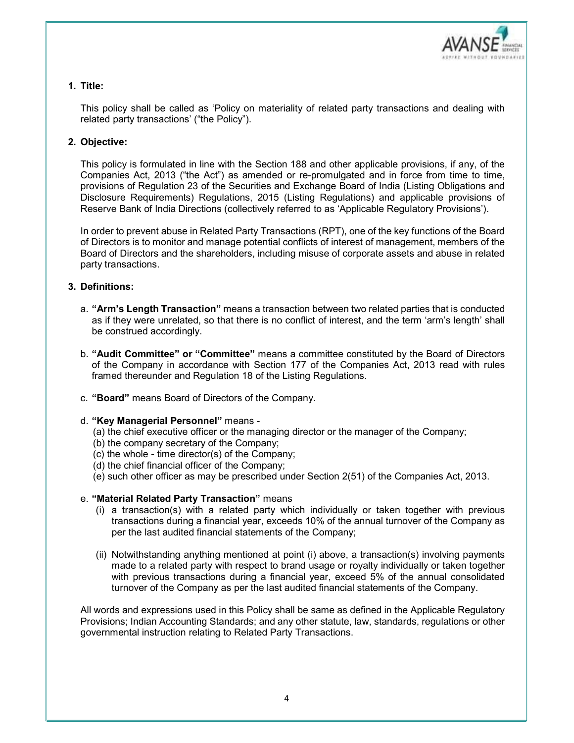## 1. Title:

This policy shall be called as 'Policy on materiality of related party transactions and dealing with related party transactions' ("the Policy").

## 2. Objective:

This policy is formulated in line with the Section 188 and other applicable provisions, if any, of the Companies Act, 2013 ("the Act") as amended or re-promulgated and in force from time to time, provisions of Regulation 23 of the Securities and Exchange Board of India (Listing Obligations and Disclosure Requirements) Regulations, 2015 (Listing Regulations) and applicable provisions of Reserve Bank of India Directions (collectively referred to as 'Applicable Regulatory Provisions').

In order to prevent abuse in Related Party Transactions (RPT), one of the key functions of the Board of Directors is to monitor and manage potential conflicts of interest of management, members of the Board of Directors and the shareholders, including misuse of corporate assets and abuse in related party transactions.

## 3. Definitions:

a. **"Arm's Length Transaction"** means a transaction between two related parties that is conducted as if they were unrelated, so that there is no conflict of interest, and the term 'arm's length' shall be construed accordingly.

b. **"Audit Committee" or "Committee"** means a committee constituted by the Board of Directors of the Company in accordance with Section 177 of the Companies Act, 2013 read with rules framed thereunder and Regulation 18 of the Listing Regulations.

c. **"Board"** means Board of Directors of the Company.

d. **"Key Managerial Personnel"** means -
   (a) the chief executive officer or the managing director or the manager of the Company;
   (b) the company secretary of the Company;
   (c) the whole - time director(s) of the Company;
   (d) the chief financial officer of the Company;
   (e) such other officer as may be prescribed under Section 2(51) of the Companies Act, 2013.

e. **"Material Related Party Transaction"** means
   (i) a transaction(s) with a related party which individually or taken together with previous transactions during a financial year, exceeds 10% of the annual turnover of the Company as per the last audited financial statements of the Company;

   (ii) Notwithstanding anything mentioned at point (i) above, a transaction(s) involving payments made to a related party with respect to brand usage or royalty individually or taken together with previous transactions during a financial year, exceed 5% of the annual consolidated turnover of the Company as per the last audited financial statements of the Company.

All words and expressions used in this Policy shall be same as defined in the Applicable Regulatory Provisions; Indian Accounting Standards; and any other statute, law, standards, regulations or other governmental instruction relating to Related Party Transactions.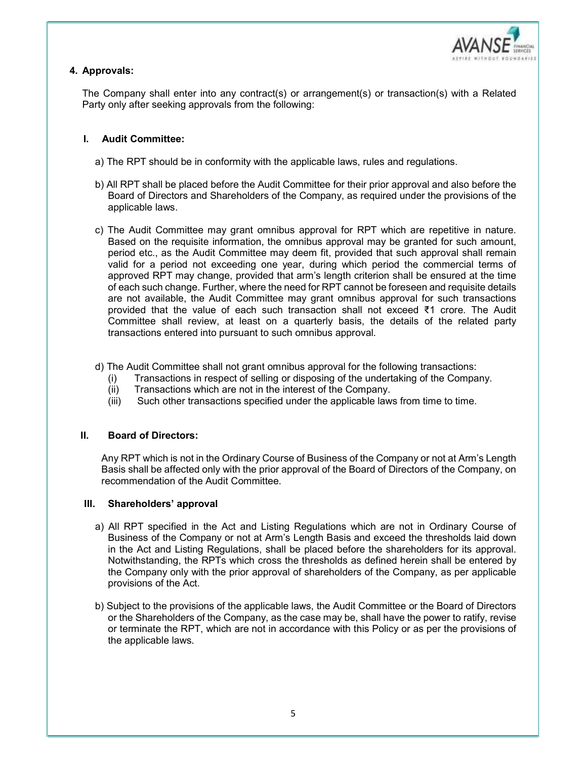## 4. Approvals:

The Company shall enter into any contract(s) or arrangement(s) or transaction(s) with a Related Party only after seeking approvals from the following:

### I. Audit Committee:

a) The RPT should be in conformity with the applicable laws, rules and regulations.

b) All RPT shall be placed before the Audit Committee for their prior approval and also before the Board of Directors and Shareholders of the Company, as required under the provisions of the applicable laws.

c) The Audit Committee may grant omnibus approval for RPT which are repetitive in nature. Based on the requisite information, the omnibus approval may be granted for such amount, period etc., as the Audit Committee may deem fit, provided that such approval shall remain valid for a period not exceeding one year, during which period the commercial terms of approved RPT may change, provided that arm's length criterion shall be ensured at the time of each such change. Further, where the need for RPT cannot be foreseen and requisite details are not available, the Audit Committee may grant omnibus approval for such transactions provided that the value of each such transaction shall not exceed ₹1 crore. The Audit Committee shall review, at least on a quarterly basis, the details of the related party transactions entered into pursuant to such omnibus approval.

d) The Audit Committee shall not grant omnibus approval for the following transactions:

(i) Transactions in respect of selling or disposing of the undertaking of the Company.
(ii) Transactions which are not in the interest of the Company.
(iii) Such other transactions specified under the applicable laws from time to time.

### II. Board of Directors:

Any RPT which is not in the Ordinary Course of Business of the Company or not at Arm's Length Basis shall be affected only with the prior approval of the Board of Directors of the Company, on recommendation of the Audit Committee.

### III. Shareholders' approval

a) All RPT specified in the Act and Listing Regulations which are not in Ordinary Course of Business of the Company or not at Arm's Length Basis and exceed the thresholds laid down in the Act and Listing Regulations, shall be placed before the shareholders for its approval. Notwithstanding, the RPTs which cross the thresholds as defined herein shall be entered by the Company only with the prior approval of shareholders of the Company, as per applicable provisions of the Act.

b) Subject to the provisions of the applicable laws, the Audit Committee or the Board of Directors or the Shareholders of the Company, as the case may be, shall have the power to ratify, revise or terminate the RPT, which are not in accordance with this Policy or as per the provisions of the applicable laws.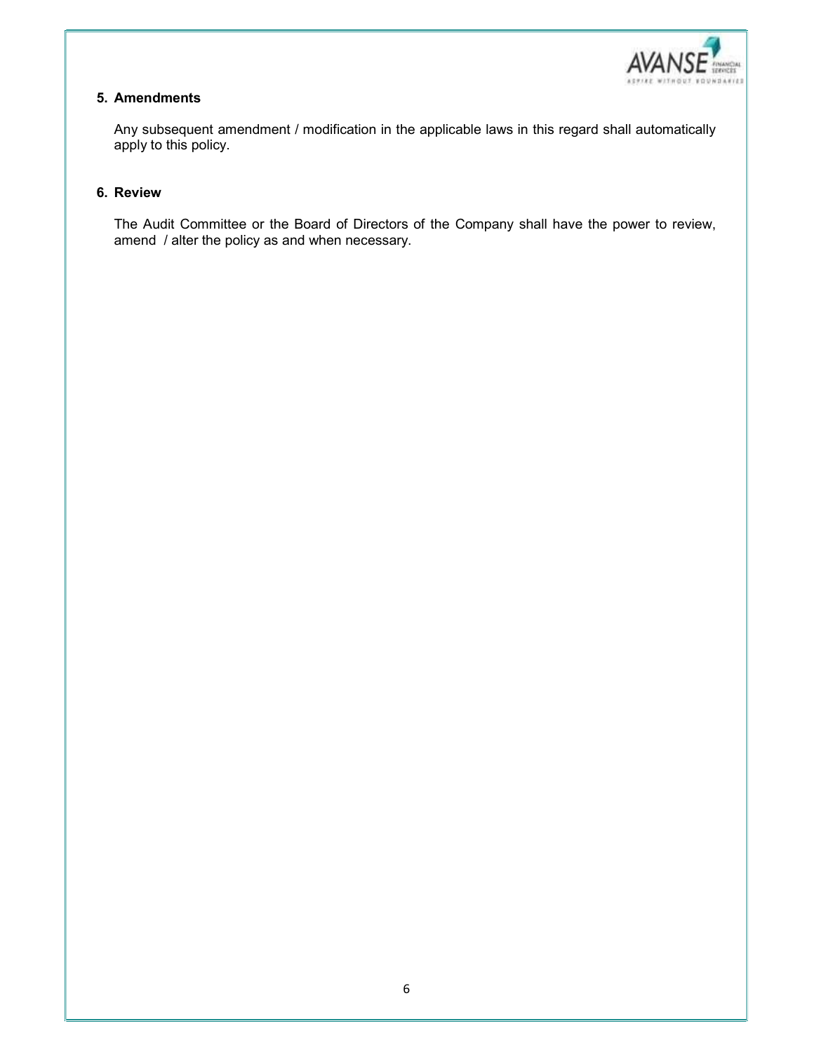**5. Amendments**

Any subsequent amendment / modification in the applicable laws in this regard shall automatically apply to this policy.

**6. Review**

The Audit Committee or the Board of Directors of the Company shall have the power to review, amend / alter the policy as and when necessary.